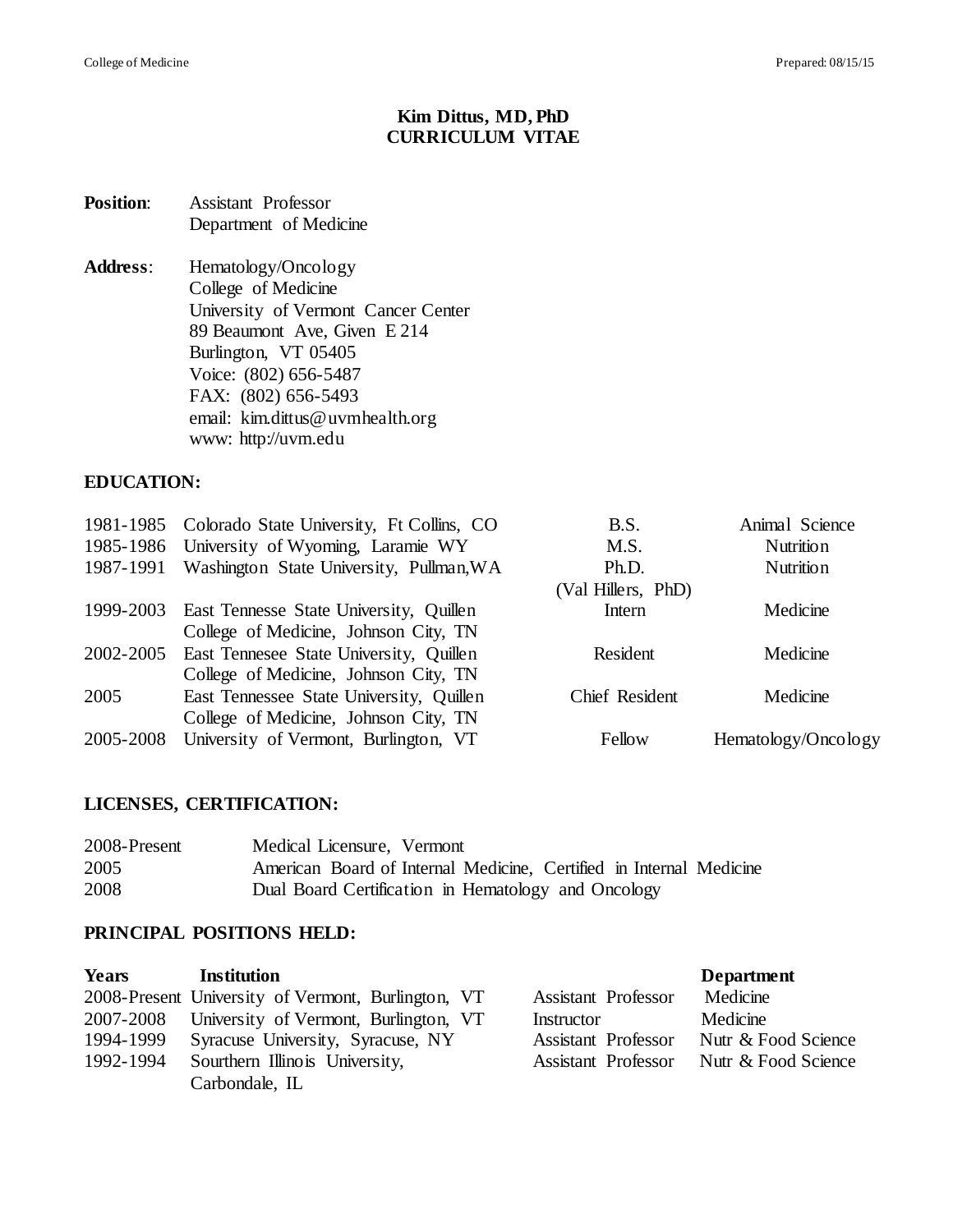# Kim Dittus, MD, PhD
## CURRICULUM VITAE

**Position**: Assistant Professor
Department of Medicine

**Address**: Hematology/Oncology
College of Medicine
University of Vermont Cancer Center
89 Beaumont Ave, Given E 214
Burlington, VT 05405
Voice: (802) 656-5487
FAX: (802) 656-5493
email: kim.dittus@uvmhealth.org
www: http://uvm.edu

## EDUCATION:

| | | | |
|---|---|---|---|
| 1981-1985 | Colorado State University, Ft Collins, CO | B.S. | Animal Science |
| 1985-1986 | University of Wyoming, Laramie WY | M.S. | Nutrition |
| 1987-1991 | Washington State University, Pullman,WA | Ph.D. (Val Hillers, PhD) | Nutrition |
| 1999-2003 | East Tennesse State University, Quillen College of Medicine, Johnson City, TN | Intern | Medicine |
| 2002-2005 | East Tennesee State University, Quillen College of Medicine, Johnson City, TN | Resident | Medicine |
| 2005 | East Tennessee State University, Quillen College of Medicine, Johnson City, TN | Chief Resident | Medicine |
| 2005-2008 | University of Vermont, Burlington, VT | Fellow | Hematology/Oncology |

## LICENSES, CERTIFICATION:

| | |
|---|---|
| 2008-Present | Medical Licensure, Vermont |
| 2005 | American Board of Internal Medicine, Certified in Internal Medicine |
| 2008 | Dual Board Certification in Hematology and Oncology |

## PRINCIPAL POSITIONS HELD:

| Years | Institution | | Department |
|---|---|---|---|
| 2008-Present | University of Vermont, Burlington, VT | Assistant Professor | Medicine |
| 2007-2008 | University of Vermont, Burlington, VT | Instructor | Medicine |
| 1994-1999 | Syracuse University, Syracuse, NY | Assistant Professor | Nutr & Food Science |
| 1992-1994 | Sourthern Illinois University, Carbondale, IL | Assistant Professor | Nutr & Food Science |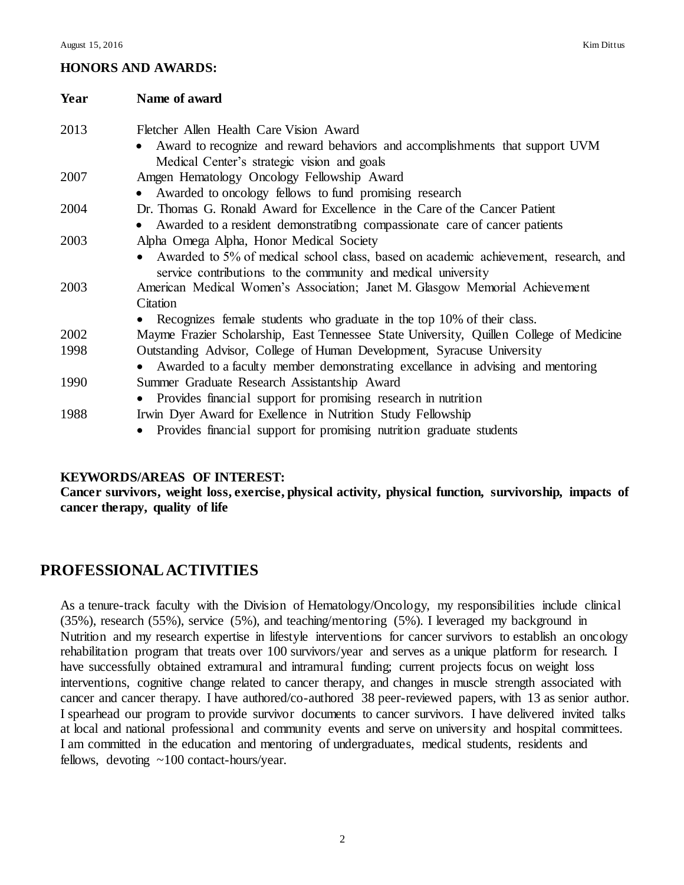**HONORS AND AWARDS:**

| Year | Name of award |
|---|---|
| 2013 | Fletcher Allen Health Care Vision Award<br>• Award to recognize and reward behaviors and accomplishments that support UVM Medical Center's strategic vision and goals |
| 2007 | Amgen Hematology Oncology Fellowship Award<br>• Awarded to oncology fellows to fund promising research |
| 2004 | Dr. Thomas G. Ronald Award for Excellence in the Care of the Cancer Patient<br>• Awarded to a resident demonstratibng compassionate care of cancer patients |
| 2003 | Alpha Omega Alpha, Honor Medical Society<br>• Awarded to 5% of medical school class, based on academic achievement, research, and service contributions to the community and medical university |
| 2003 | American Medical Women's Association; Janet M. Glasgow Memorial Achievement Citation<br>• Recognizes female students who graduate in the top 10% of their class. |
| 2002 | Mayme Frazier Scholarship, East Tennessee State University, Quillen College of Medicine |
| 1998 | Outstanding Advisor, College of Human Development, Syracuse University<br>• Awarded to a faculty member demonstrating excellance in advising and mentoring |
| 1990 | Summer Graduate Research Assistantship Award<br>• Provides financial support for promising research in nutrition |
| 1988 | Irwin Dyer Award for Exellence in Nutrition Study Fellowship<br>• Provides financial support for promising nutrition graduate students |

**KEYWORDS/AREAS OF INTEREST:**

**Cancer survivors, weight loss, exercise, physical activity, physical function, survivorship, impacts of cancer therapy, quality of life**

## PROFESSIONAL ACTIVITIES

As a tenure-track faculty with the Division of Hematology/Oncology, my responsibilities include clinical (35%), research (55%), service (5%), and teaching/mentoring (5%). I leveraged my background in Nutrition and my research expertise in lifestyle interventions for cancer survivors to establish an oncology rehabilitation program that treats over 100 survivors/year and serves as a unique platform for research. I have successfully obtained extramural and intramural funding; current projects focus on weight loss interventions, cognitive change related to cancer therapy, and changes in muscle strength associated with cancer and cancer therapy. I have authored/co-authored 38 peer-reviewed papers, with 13 as senior author. I spearhead our program to provide survivor documents to cancer survivors. I have delivered invited talks at local and national professional and community events and serve on university and hospital committees. I am committed in the education and mentoring of undergraduates, medical students, residents and fellows, devoting ~100 contact-hours/year.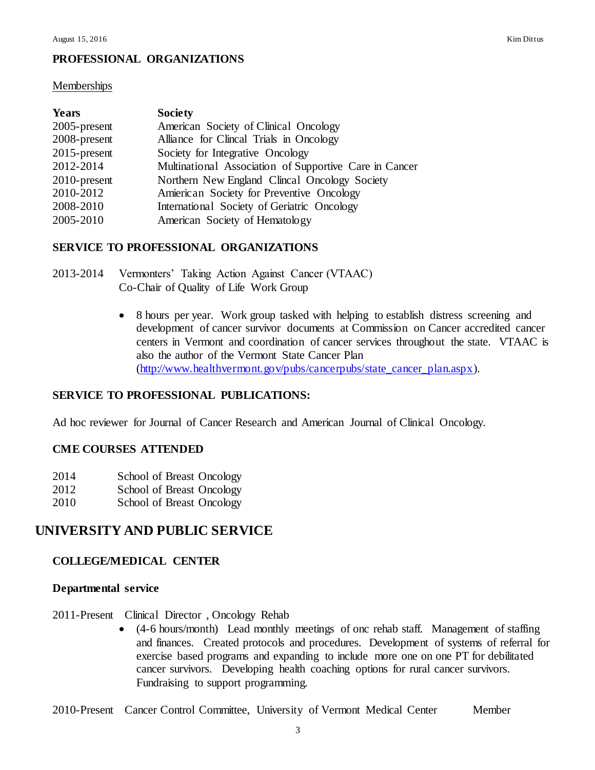### PROFESSIONAL ORGANIZATIONS

Memberships

| Years | Society |
|---|---|
| 2005-present | American Society of Clinical Oncology |
| 2008-present | Alliance for Clincal Trials in Oncology |
| 2015-present | Society for Integrative Oncology |
| 2012-2014 | Multinational Association of Supportive Care in Cancer |
| 2010-present | Northern New England Clincal Oncology Society |
| 2010-2012 | Amierican Society for Preventive Oncology |
| 2008-2010 | International Society of Geriatric Oncology |
| 2005-2010 | American Society of Hematology |

### SERVICE TO PROFESSIONAL ORGANIZATIONS

2013-2014 Vermonters' Taking Action Against Cancer (VTAAC)
Co-Chair of Quality of Life Work Group

- 8 hours per year. Work group tasked with helping to establish distress screening and development of cancer survivor documents at Commission on Cancer accredited cancer centers in Vermont and coordination of cancer services throughout the state. VTAAC is also the author of the Vermont State Cancer Plan (http://www.healthvermont.gov/pubs/cancerpubs/state_cancer_plan.aspx).

### SERVICE TO PROFESSIONAL PUBLICATIONS:

Ad hoc reviewer for Journal of Cancer Research and American Journal of Clinical Oncology.

### CME COURSES ATTENDED

2014 School of Breast Oncology
2012 School of Breast Oncology
2010 School of Breast Oncology

## UNIVERSITY AND PUBLIC SERVICE

### COLLEGE/MEDICAL CENTER

**Departmental service**

2011-Present Clinical Director , Oncology Rehab

- (4-6 hours/month) Lead monthly meetings of onc rehab staff. Management of staffing and finances. Created protocols and procedures. Development of systems of referral for exercise based programs and expanding to include more one on one PT for debilitated cancer survivors. Developing health coaching options for rural cancer survivors. Fundraising to support programming.

2010-Present Cancer Control Committee, University of Vermont Medical Center Member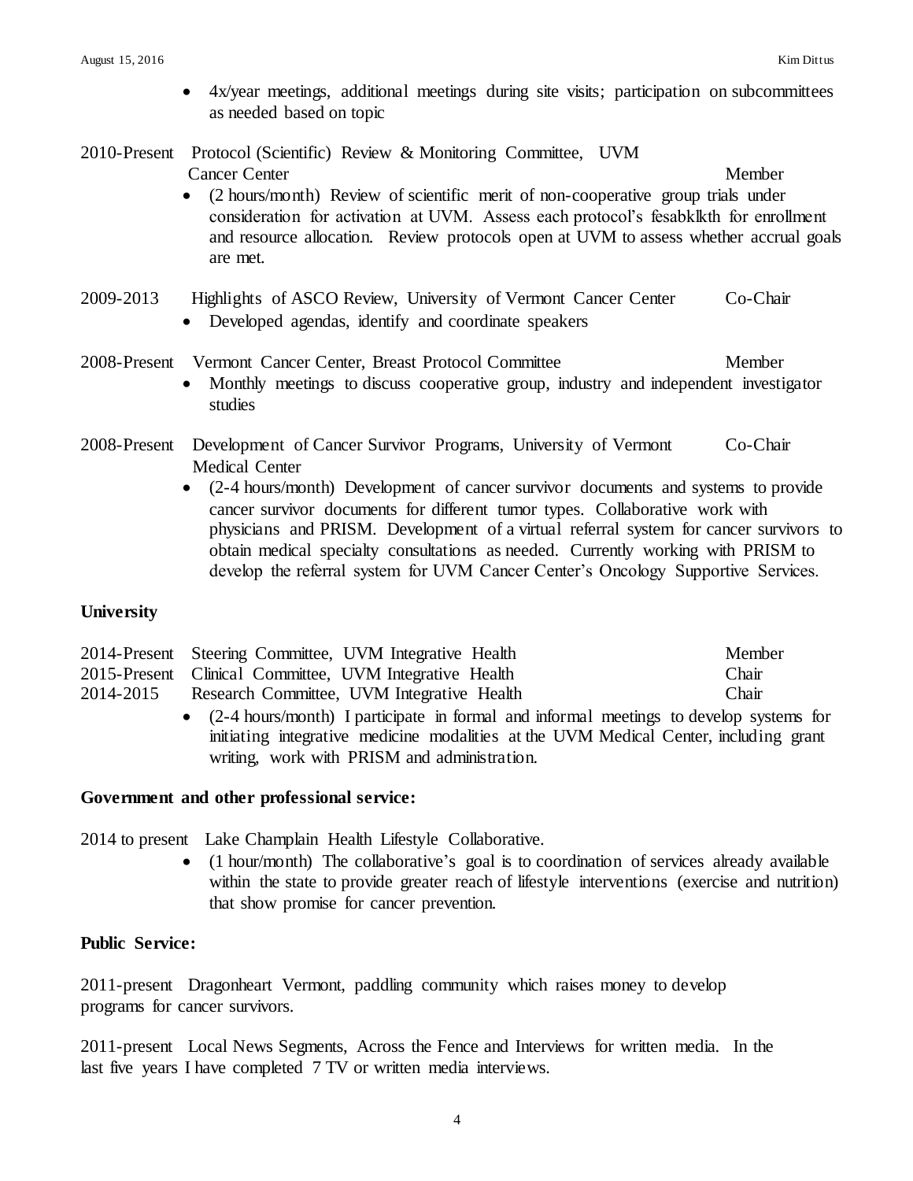- 4x/year meetings, additional meetings during site visits; participation on subcommittees as needed based on topic

2010-Present Protocol (Scientific) Review & Monitoring Committee, UVM Cancer Center — Member

- (2 hours/month) Review of scientific merit of non-cooperative group trials under consideration for activation at UVM. Assess each protocol's fesabklkth for enrollment and resource allocation. Review protocols open at UVM to assess whether accrual goals are met.

2009-2013 Highlights of ASCO Review, University of Vermont Cancer Center — Co-Chair

- Developed agendas, identify and coordinate speakers

2008-Present Vermont Cancer Center, Breast Protocol Committee — Member

- Monthly meetings to discuss cooperative group, industry and independent investigator studies

2008-Present Development of Cancer Survivor Programs, University of Vermont Medical Center — Co-Chair

- (2-4 hours/month) Development of cancer survivor documents and systems to provide cancer survivor documents for different tumor types. Collaborative work with physicians and PRISM. Development of a virtual referral system for cancer survivors to obtain medical specialty consultations as needed. Currently working with PRISM to develop the referral system for UVM Cancer Center's Oncology Supportive Services.

**University**

2014-Present Steering Committee, UVM Integrative Health — Member
2015-Present Clinical Committee, UVM Integrative Health — Chair
2014-2015 Research Committee, UVM Integrative Health — Chair

- (2-4 hours/month) I participate in formal and informal meetings to develop systems for initiating integrative medicine modalities at the UVM Medical Center, including grant writing, work with PRISM and administration.

**Government and other professional service:**

2014 to present Lake Champlain Health Lifestyle Collaborative.

- (1 hour/month) The collaborative's goal is to coordination of services already available within the state to provide greater reach of lifestyle interventions (exercise and nutrition) that show promise for cancer prevention.

**Public Service:**

2011-present Dragonheart Vermont, paddling community which raises money to develop programs for cancer survivors.

2011-present Local News Segments, Across the Fence and Interviews for written media. In the last five years I have completed 7 TV or written media interviews.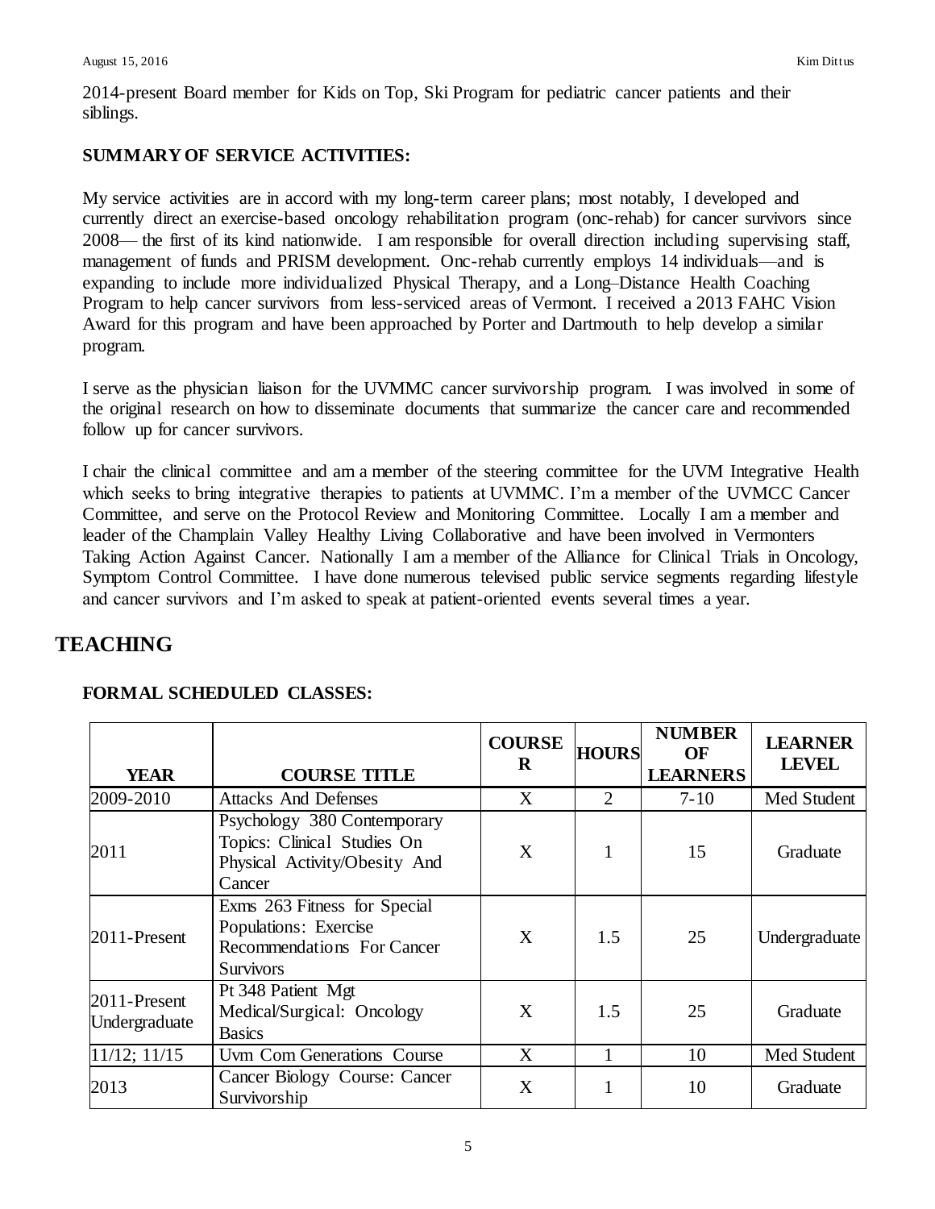2014-present Board member for Kids on Top, Ski Program for pediatric cancer patients and their siblings.

### SUMMARY OF SERVICE ACTIVITIES:

My service activities are in accord with my long-term career plans; most notably, I developed and currently direct an exercise-based oncology rehabilitation program (onc-rehab) for cancer survivors since 2008— the first of its kind nationwide. I am responsible for overall direction including supervising staff, management of funds and PRISM development. Onc-rehab currently employs 14 individuals—and is expanding to include more individualized Physical Therapy, and a Long–Distance Health Coaching Program to help cancer survivors from less-serviced areas of Vermont. I received a 2013 FAHC Vision Award for this program and have been approached by Porter and Dartmouth to help develop a similar program.

I serve as the physician liaison for the UVMMC cancer survivorship program. I was involved in some of the original research on how to disseminate documents that summarize the cancer care and recommended follow up for cancer survivors.

I chair the clinical committee and am a member of the steering committee for the UVM Integrative Health which seeks to bring integrative therapies to patients at UVMMC. I'm a member of the UVMCC Cancer Committee, and serve on the Protocol Review and Monitoring Committee. Locally I am a member and leader of the Champlain Valley Healthy Living Collaborative and have been involved in Vermonters Taking Action Against Cancer. Nationally I am a member of the Alliance for Clinical Trials in Oncology, Symptom Control Committee. I have done numerous televised public service segments regarding lifestyle and cancer survivors and I'm asked to speak at patient-oriented events several times a year.

## TEACHING

### FORMAL SCHEDULED CLASSES:

| YEAR | COURSE TITLE | COURSE R | HOURS | NUMBER OF LEARNERS | LEARNER LEVEL |
|---|---|---|---|---|---|
| 2009-2010 | Attacks And Defenses | X | 2 | 7-10 | Med Student |
| 2011 | Psychology 380 Contemporary Topics: Clinical Studies On Physical Activity/Obesity And Cancer | X | 1 | 15 | Graduate |
| 2011-Present | Exms 263 Fitness for Special Populations: Exercise Recommendations For Cancer Survivors | X | 1.5 | 25 | Undergraduate |
| 2011-Present Undergraduate | Pt 348 Patient Mgt Medical/Surgical: Oncology Basics | X | 1.5 | 25 | Graduate |
| 11/12; 11/15 | Uvm Com Generations Course | X | 1 | 10 | Med Student |
| 2013 | Cancer Biology Course: Cancer Survivorship | X | 1 | 10 | Graduate |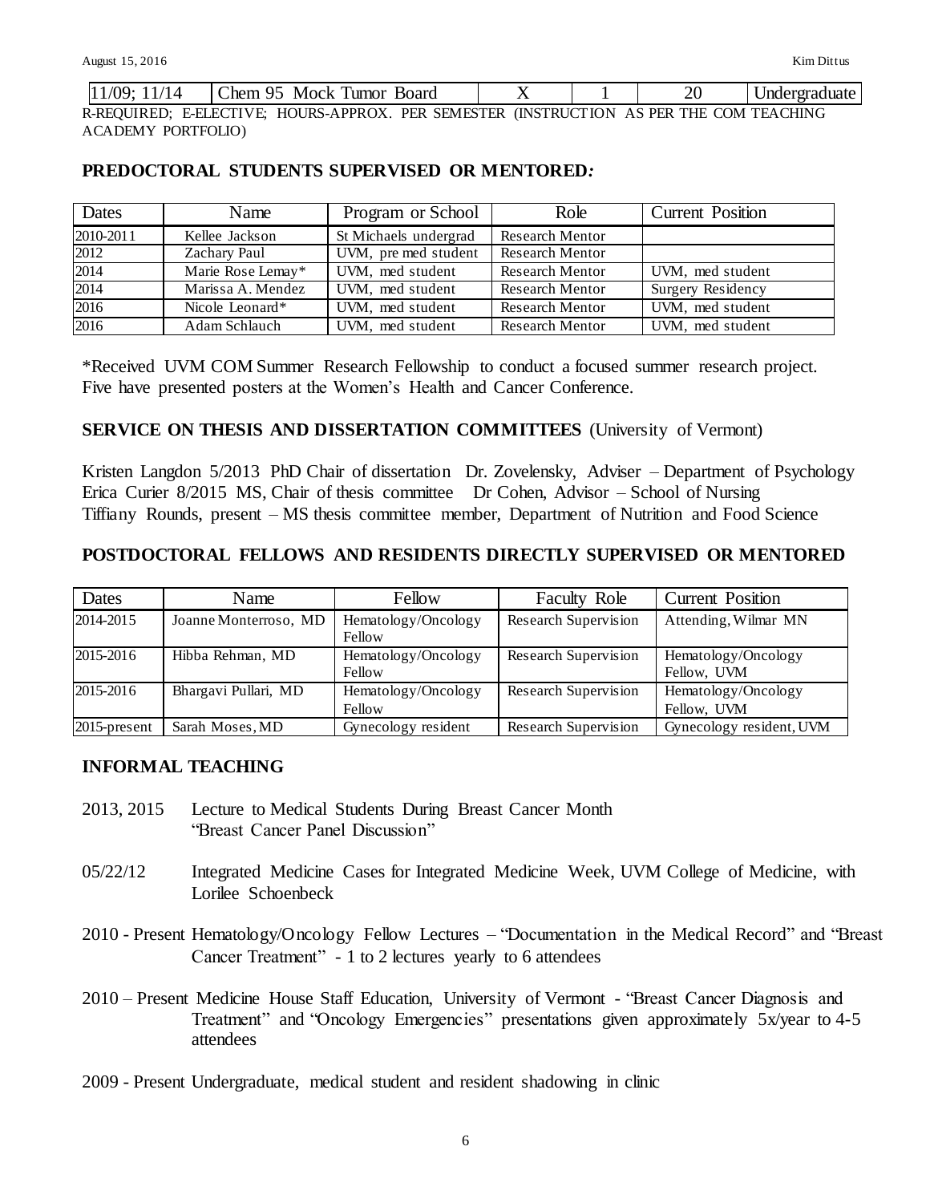| 11/09; 11/14 | Chem 95 Mock Tumor Board | X | | 1 | 20 | Undergraduate |
|---|---|---|---|---|---|---|

R-REQUIRED; E-ELECTIVE; HOURS-APPROX. PER SEMESTER (INSTRUCTION AS PER THE COM TEACHING ACADEMY PORTFOLIO)

### PREDOCTORAL STUDENTS SUPERVISED OR MENTORED*:*

| Dates | Name | Program or School | Role | Current Position |
|---|---|---|---|---|
| 2010-2011 | Kellee Jackson | St Michaels undergrad | Research Mentor | |
| 2012 | Zachary Paul | UVM, pre med student | Research Mentor | |
| 2014 | Marie Rose Lemay* | UVM, med student | Research Mentor | UVM, med student |
| 2014 | Marissa A. Mendez | UVM, med student | Research Mentor | Surgery Residency |
| 2016 | Nicole Leonard* | UVM, med student | Research Mentor | UVM, med student |
| 2016 | Adam Schlauch | UVM, med student | Research Mentor | UVM, med student |

*Received UVM COM Summer Research Fellowship to conduct a focused summer research project. Five have presented posters at the Women's Health and Cancer Conference.

### SERVICE ON THESIS AND DISSERTATION COMMITTEES (University of Vermont)

Kristen Langdon 5/2013 PhD Chair of dissertation Dr. Zovelensky, Adviser – Department of Psychology
Erica Curier 8/2015 MS, Chair of thesis committee Dr Cohen, Advisor – School of Nursing
Tiffiany Rounds, present – MS thesis committee member, Department of Nutrition and Food Science

### POSTDOCTORAL FELLOWS AND RESIDENTS DIRECTLY SUPERVISED OR MENTORED

| Dates | Name | Fellow | Faculty Role | Current Position |
|---|---|---|---|---|
| 2014-2015 | Joanne Monterroso, MD | Hematology/Oncology Fellow | Research Supervision | Attending, Wilmar MN |
| 2015-2016 | Hibba Rehman, MD | Hematology/Oncology Fellow | Research Supervision | Hematology/Oncology Fellow, UVM |
| 2015-2016 | Bhargavi Pullari, MD | Hematology/Oncology Fellow | Research Supervision | Hematology/Oncology Fellow, UVM |
| 2015-present | Sarah Moses, MD | Gynecology resident | Research Supervision | Gynecology resident, UVM |

### INFORMAL TEACHING

2013, 2015 Lecture to Medical Students During Breast Cancer Month "Breast Cancer Panel Discussion"

05/22/12 Integrated Medicine Cases for Integrated Medicine Week, UVM College of Medicine, with Lorilee Schoenbeck

2010 - Present Hematology/Oncology Fellow Lectures – "Documentation in the Medical Record" and "Breast Cancer Treatment" - 1 to 2 lectures yearly to 6 attendees

2010 – Present Medicine House Staff Education, University of Vermont - "Breast Cancer Diagnosis and Treatment" and "Oncology Emergencies" presentations given approximately 5x/year to 4-5 attendees

2009 - Present Undergraduate, medical student and resident shadowing in clinic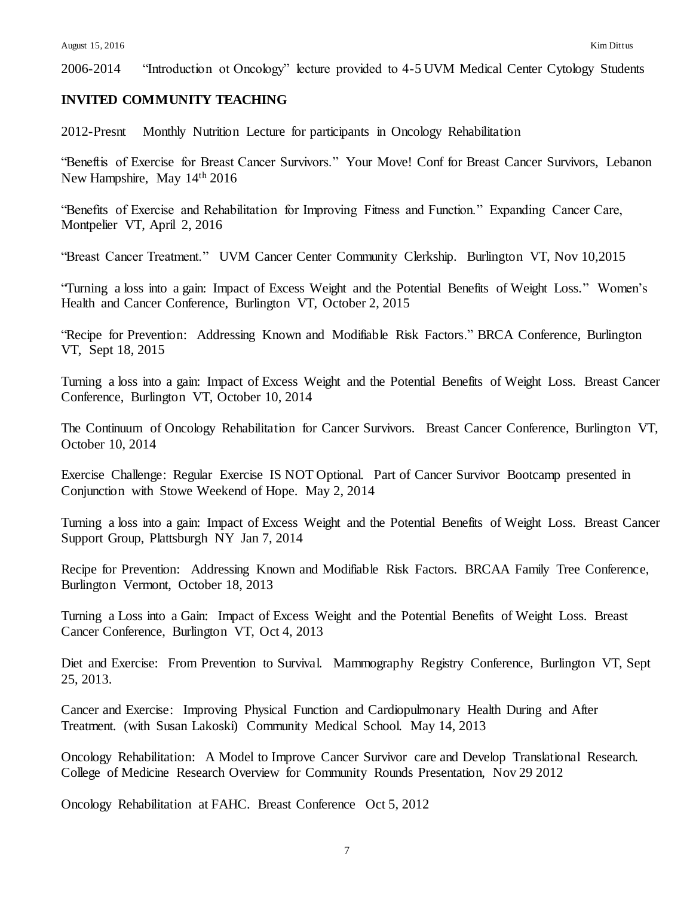2006-2014 "Introduction ot Oncology" lecture provided to 4-5 UVM Medical Center Cytology Students

**INVITED COMMUNITY TEACHING**

2012-Presnt Monthly Nutrition Lecture for participants in Oncology Rehabilitation

"Beneftis of Exercise for Breast Cancer Survivors." Your Move! Conf for Breast Cancer Survivors, Lebanon New Hampshire, May 14th 2016

"Benefits of Exercise and Rehabilitation for Improving Fitness and Function." Expanding Cancer Care, Montpelier VT, April 2, 2016

"Breast Cancer Treatment." UVM Cancer Center Community Clerkship. Burlington VT, Nov 10,2015

"Turning a loss into a gain: Impact of Excess Weight and the Potential Benefits of Weight Loss." Women's Health and Cancer Conference, Burlington VT, October 2, 2015

"Recipe for Prevention: Addressing Known and Modifiable Risk Factors." BRCA Conference, Burlington VT, Sept 18, 2015

Turning a loss into a gain: Impact of Excess Weight and the Potential Benefits of Weight Loss. Breast Cancer Conference, Burlington VT, October 10, 2014

The Continuum of Oncology Rehabilitation for Cancer Survivors. Breast Cancer Conference, Burlington VT, October 10, 2014

Exercise Challenge: Regular Exercise IS NOT Optional. Part of Cancer Survivor Bootcamp presented in Conjunction with Stowe Weekend of Hope. May 2, 2014

Turning a loss into a gain: Impact of Excess Weight and the Potential Benefits of Weight Loss. Breast Cancer Support Group, Plattsburgh NY Jan 7, 2014

Recipe for Prevention: Addressing Known and Modifiable Risk Factors. BRCAA Family Tree Conference, Burlington Vermont, October 18, 2013

Turning a Loss into a Gain: Impact of Excess Weight and the Potential Benefits of Weight Loss. Breast Cancer Conference, Burlington VT, Oct 4, 2013

Diet and Exercise: From Prevention to Survival. Mammography Registry Conference, Burlington VT, Sept 25, 2013.

Cancer and Exercise: Improving Physical Function and Cardiopulmonary Health During and After Treatment. (with Susan Lakoski) Community Medical School. May 14, 2013

Oncology Rehabilitation: A Model to Improve Cancer Survivor care and Develop Translational Research. College of Medicine Research Overview for Community Rounds Presentation, Nov 29 2012

Oncology Rehabilitation at FAHC. Breast Conference Oct 5, 2012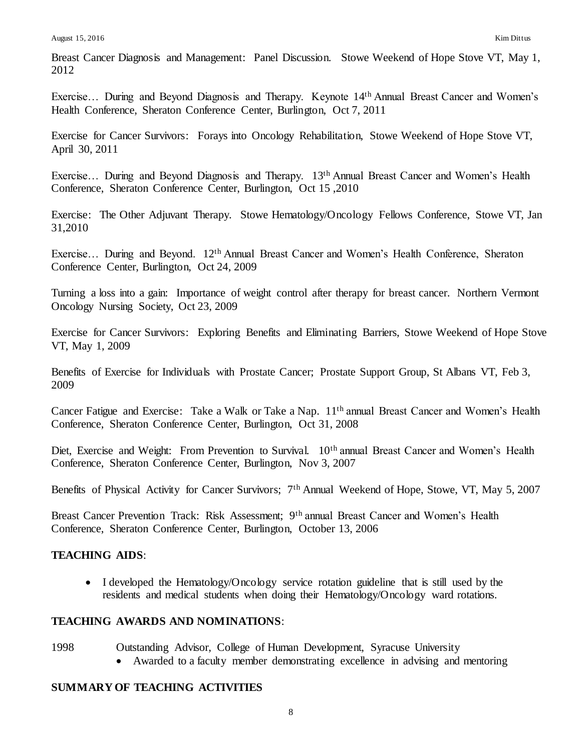Breast Cancer Diagnosis and Management: Panel Discussion. Stowe Weekend of Hope Stove VT, May 1, 2012

Exercise… During and Beyond Diagnosis and Therapy. Keynote 14th Annual Breast Cancer and Women's Health Conference, Sheraton Conference Center, Burlington, Oct 7, 2011

Exercise for Cancer Survivors: Forays into Oncology Rehabilitation, Stowe Weekend of Hope Stove VT, April 30, 2011

Exercise… During and Beyond Diagnosis and Therapy. 13th Annual Breast Cancer and Women's Health Conference, Sheraton Conference Center, Burlington, Oct 15 ,2010

Exercise: The Other Adjuvant Therapy. Stowe Hematology/Oncology Fellows Conference, Stowe VT, Jan 31,2010

Exercise… During and Beyond. 12th Annual Breast Cancer and Women's Health Conference, Sheraton Conference Center, Burlington, Oct 24, 2009

Turning a loss into a gain: Importance of weight control after therapy for breast cancer. Northern Vermont Oncology Nursing Society, Oct 23, 2009

Exercise for Cancer Survivors: Exploring Benefits and Eliminating Barriers, Stowe Weekend of Hope Stove VT, May 1, 2009

Benefits of Exercise for Individuals with Prostate Cancer; Prostate Support Group, St Albans VT, Feb 3, 2009

Cancer Fatigue and Exercise: Take a Walk or Take a Nap. 11th annual Breast Cancer and Women's Health Conference, Sheraton Conference Center, Burlington, Oct 31, 2008

Diet, Exercise and Weight: From Prevention to Survival. 10th annual Breast Cancer and Women's Health Conference, Sheraton Conference Center, Burlington, Nov 3, 2007

Benefits of Physical Activity for Cancer Survivors; 7th Annual Weekend of Hope, Stowe, VT, May 5, 2007

Breast Cancer Prevention Track: Risk Assessment; 9th annual Breast Cancer and Women's Health Conference, Sheraton Conference Center, Burlington, October 13, 2006

**TEACHING AIDS**:

- I developed the Hematology/Oncology service rotation guideline that is still used by the residents and medical students when doing their Hematology/Oncology ward rotations.

**TEACHING AWARDS AND NOMINATIONS**:

1998 Outstanding Advisor, College of Human Development, Syracuse University

- Awarded to a faculty member demonstrating excellence in advising and mentoring

**SUMMARY OF TEACHING ACTIVITIES**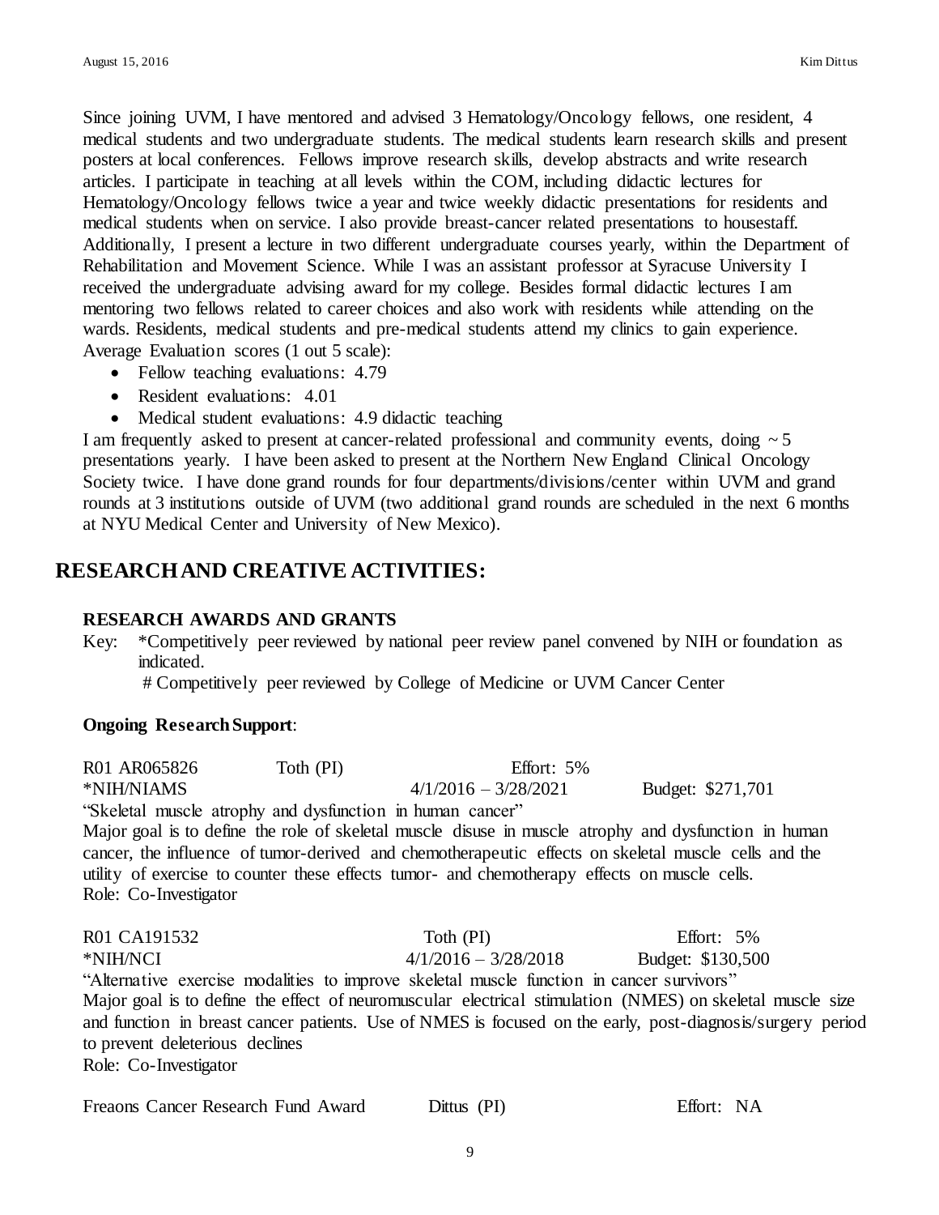Since joining UVM, I have mentored and advised 3 Hematology/Oncology fellows, one resident, 4 medical students and two undergraduate students. The medical students learn research skills and present posters at local conferences. Fellows improve research skills, develop abstracts and write research articles. I participate in teaching at all levels within the COM, including didactic lectures for Hematology/Oncology fellows twice a year and twice weekly didactic presentations for residents and medical students when on service. I also provide breast-cancer related presentations to housestaff. Additionally, I present a lecture in two different undergraduate courses yearly, within the Department of Rehabilitation and Movement Science. While I was an assistant professor at Syracuse University I received the undergraduate advising award for my college. Besides formal didactic lectures I am mentoring two fellows related to career choices and also work with residents while attending on the wards. Residents, medical students and pre-medical students attend my clinics to gain experience. Average Evaluation scores (1 out 5 scale):

- Fellow teaching evaluations: 4.79
- Resident evaluations: 4.01
- Medical student evaluations: 4.9 didactic teaching

I am frequently asked to present at cancer-related professional and community events, doing ~ 5 presentations yearly. I have been asked to present at the Northern New England Clinical Oncology Society twice. I have done grand rounds for four departments/divisions/center within UVM and grand rounds at 3 institutions outside of UVM (two additional grand rounds are scheduled in the next 6 months at NYU Medical Center and University of New Mexico).

## RESEARCH AND CREATIVE ACTIVITIES:

### RESEARCH AWARDS AND GRANTS

Key: *Competitively peer reviewed by national peer review panel convened by NIH or foundation as indicated.
# Competitively peer reviewed by College of Medicine or UVM Cancer Center

**Ongoing Research Support**:

R01 AR065826 Toth (PI) Effort: 5%
*NIH/NIAMS 4/1/2016 – 3/28/2021 Budget: $271,701
"Skeletal muscle atrophy and dysfunction in human cancer"
Major goal is to define the role of skeletal muscle disuse in muscle atrophy and dysfunction in human cancer, the influence of tumor-derived and chemotherapeutic effects on skeletal muscle cells and the utility of exercise to counter these effects tumor- and chemotherapy effects on muscle cells.
Role: Co-Investigator

R01 CA191532 Toth (PI) Effort: 5%
*NIH/NCI 4/1/2016 – 3/28/2018 Budget: $130,500
"Alternative exercise modalities to improve skeletal muscle function in cancer survivors"
Major goal is to define the effect of neuromuscular electrical stimulation (NMES) on skeletal muscle size and function in breast cancer patients. Use of NMES is focused on the early, post-diagnosis/surgery period to prevent deleterious declines
Role: Co-Investigator

Freaons Cancer Research Fund Award Dittus (PI) Effort: NA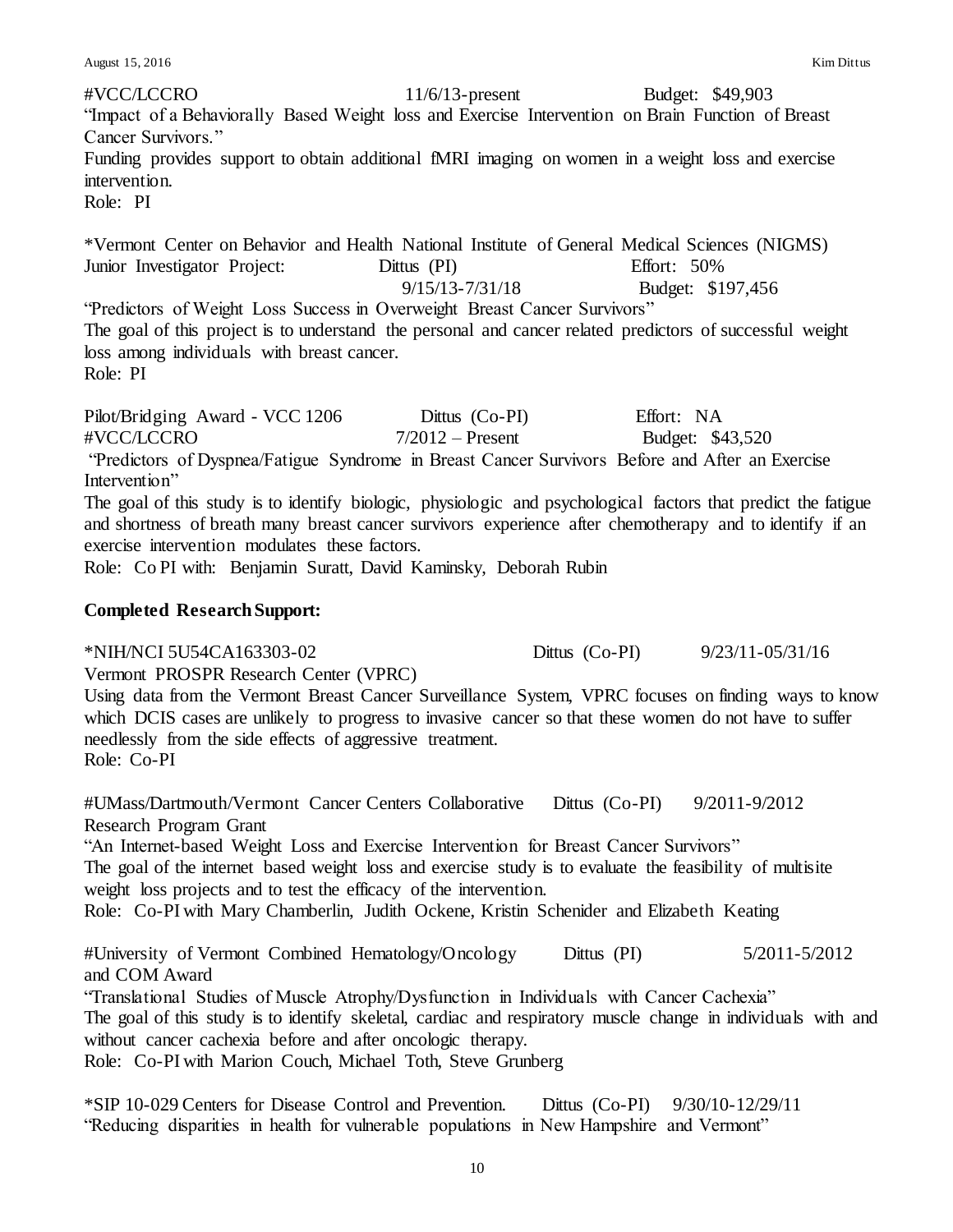#VCC/LCCRO 11/6/13-present Budget: $49,903
"Impact of a Behaviorally Based Weight loss and Exercise Intervention on Brain Function of Breast Cancer Survivors."
Funding provides support to obtain additional fMRI imaging on women in a weight loss and exercise intervention.
Role: PI

*Vermont Center on Behavior and Health National Institute of General Medical Sciences (NIGMS)
Junior Investigator Project: Dittus (PI) Effort: 50%
9/15/13-7/31/18 Budget: $197,456
"Predictors of Weight Loss Success in Overweight Breast Cancer Survivors"
The goal of this project is to understand the personal and cancer related predictors of successful weight loss among individuals with breast cancer.
Role: PI

Pilot/Bridging Award - VCC 1206 Dittus (Co-PI) Effort: NA
#VCC/LCCRO 7/2012 – Present Budget: $43,520
"Predictors of Dyspnea/Fatigue Syndrome in Breast Cancer Survivors Before and After an Exercise Intervention"
The goal of this study is to identify biologic, physiologic and psychological factors that predict the fatigue and shortness of breath many breast cancer survivors experience after chemotherapy and to identify if an exercise intervention modulates these factors.
Role: Co PI with: Benjamin Suratt, David Kaminsky, Deborah Rubin

**Completed Research Support:**

*NIH/NCI 5U54CA163303-02 Dittus (Co-PI) 9/23/11-05/31/16
Vermont PROSPR Research Center (VPRC)
Using data from the Vermont Breast Cancer Surveillance System, VPRC focuses on finding ways to know which DCIS cases are unlikely to progress to invasive cancer so that these women do not have to suffer needlessly from the side effects of aggressive treatment.
Role: Co-PI

#UMass/Dartmouth/Vermont Cancer Centers Collaborative Research Program Grant Dittus (Co-PI) 9/2011-9/2012
"An Internet-based Weight Loss and Exercise Intervention for Breast Cancer Survivors"
The goal of the internet based weight loss and exercise study is to evaluate the feasibility of multisite weight loss projects and to test the efficacy of the intervention.
Role: Co-PI with Mary Chamberlin, Judith Ockene, Kristin Schenider and Elizabeth Keating

#University of Vermont Combined Hematology/Oncology and COM Award Dittus (PI) 5/2011-5/2012
"Translational Studies of Muscle Atrophy/Dysfunction in Individuals with Cancer Cachexia"
The goal of this study is to identify skeletal, cardiac and respiratory muscle change in individuals with and without cancer cachexia before and after oncologic therapy.
Role: Co-PI with Marion Couch, Michael Toth, Steve Grunberg

*SIP 10-029 Centers for Disease Control and Prevention. Dittus (Co-PI) 9/30/10-12/29/11
"Reducing disparities in health for vulnerable populations in New Hampshire and Vermont"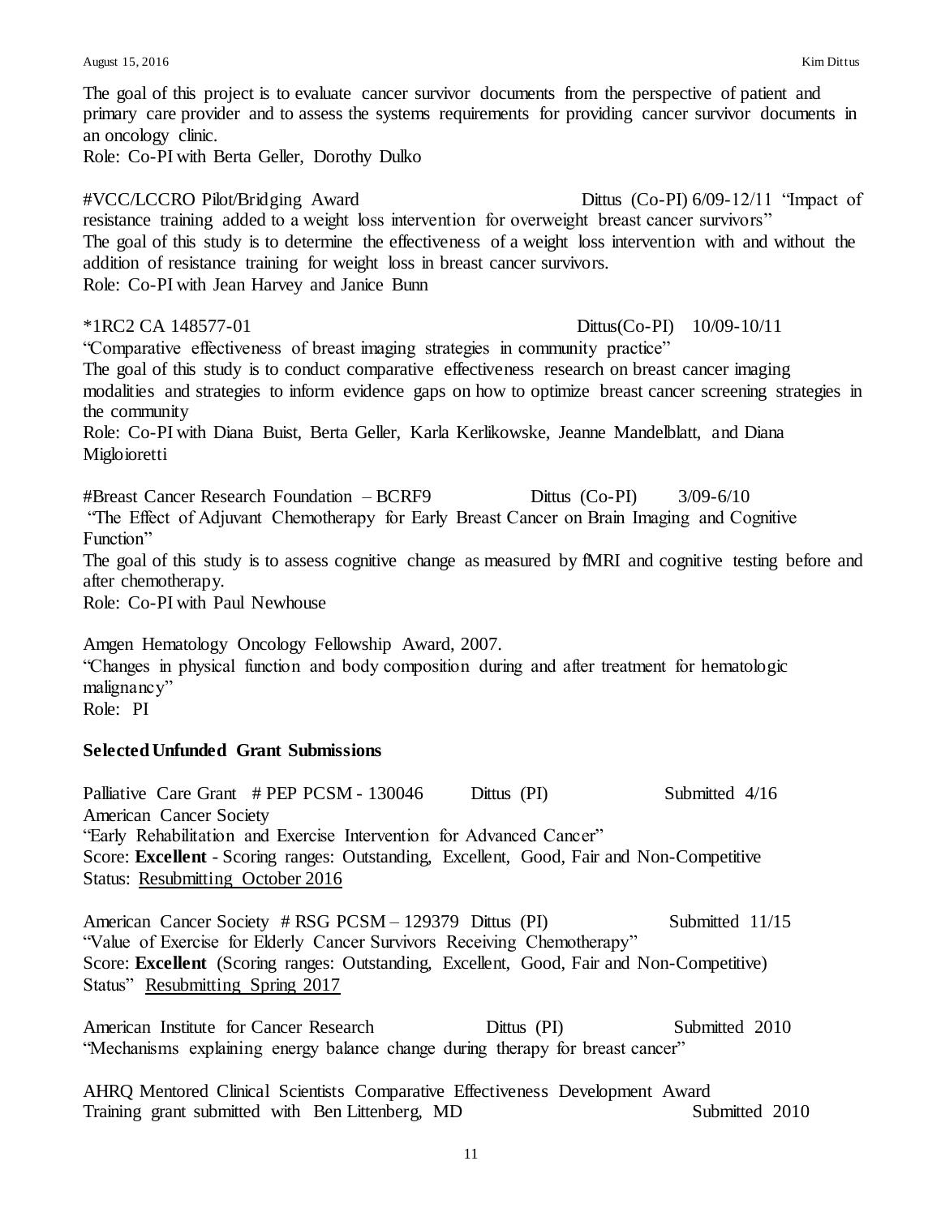The goal of this project is to evaluate cancer survivor documents from the perspective of patient and primary care provider and to assess the systems requirements for providing cancer survivor documents in an oncology clinic.
Role: Co-PI with Berta Geller, Dorothy Dulko

#VCC/LCCRO Pilot/Bridging Award Dittus (Co-PI) 6/09-12/11 "Impact of resistance training added to a weight loss intervention for overweight breast cancer survivors"
The goal of this study is to determine the effectiveness of a weight loss intervention with and without the addition of resistance training for weight loss in breast cancer survivors.
Role: Co-PI with Jean Harvey and Janice Bunn

*1RC2 CA 148577-01 Dittus(Co-PI) 10/09-10/11
"Comparative effectiveness of breast imaging strategies in community practice"
The goal of this study is to conduct comparative effectiveness research on breast cancer imaging modalities and strategies to inform evidence gaps on how to optimize breast cancer screening strategies in the community
Role: Co-PI with Diana Buist, Berta Geller, Karla Kerlikowske, Jeanne Mandelblatt, and Diana Migloioretti

#Breast Cancer Research Foundation – BCRF9 Dittus (Co-PI) 3/09-6/10
"The Effect of Adjuvant Chemotherapy for Early Breast Cancer on Brain Imaging and Cognitive Function"
The goal of this study is to assess cognitive change as measured by fMRI and cognitive testing before and after chemotherapy.
Role: Co-PI with Paul Newhouse

Amgen Hematology Oncology Fellowship Award, 2007.
"Changes in physical function and body composition during and after treatment for hematologic malignancy"
Role: PI

**Selected Unfunded Grant Submissions**

Palliative Care Grant # PEP PCSM - 130046 Dittus (PI) Submitted 4/16
American Cancer Society
"Early Rehabilitation and Exercise Intervention for Advanced Cancer"
Score: **Excellent** - Scoring ranges: Outstanding, Excellent, Good, Fair and Non-Competitive
Status: Resubmitting October 2016

American Cancer Society # RSG PCSM – 129379 Dittus (PI) Submitted 11/15
"Value of Exercise for Elderly Cancer Survivors Receiving Chemotherapy"
Score: **Excellent** (Scoring ranges: Outstanding, Excellent, Good, Fair and Non-Competitive)
Status" Resubmitting Spring 2017

American Institute for Cancer Research Dittus (PI) Submitted 2010
"Mechanisms explaining energy balance change during therapy for breast cancer"

AHRQ Mentored Clinical Scientists Comparative Effectiveness Development Award
Training grant submitted with Ben Littenberg, MD Submitted 2010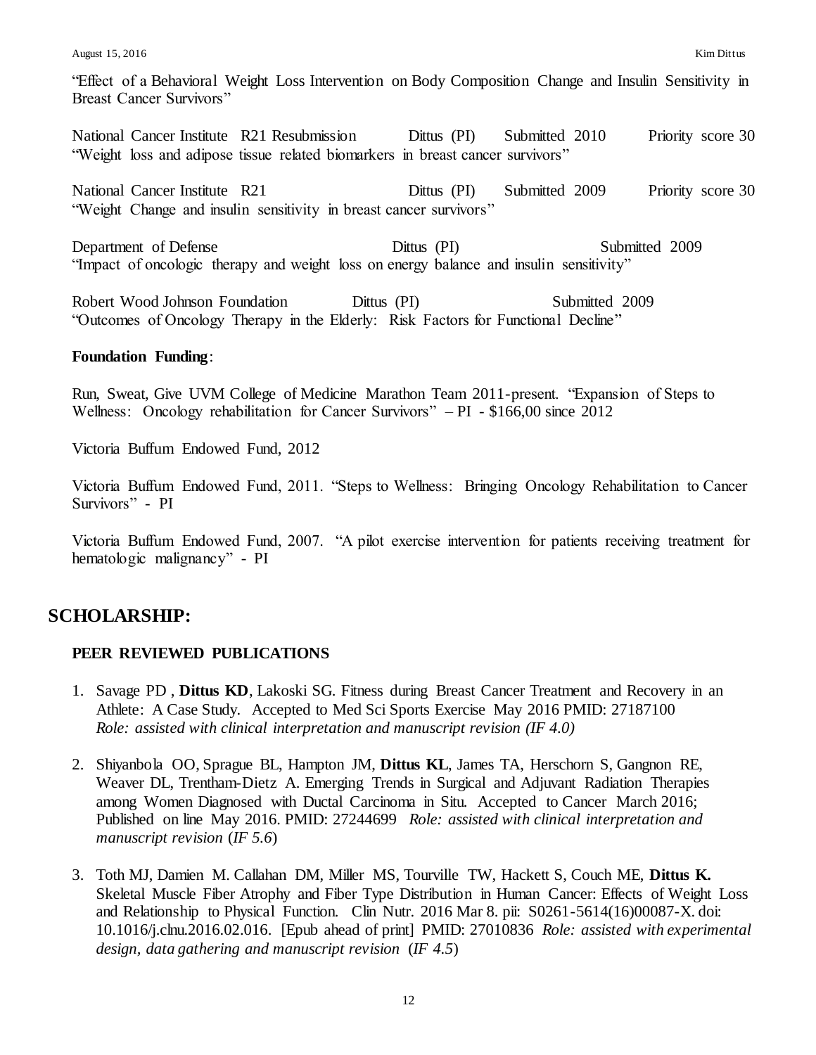"Effect of a Behavioral Weight Loss Intervention on Body Composition Change and Insulin Sensitivity in Breast Cancer Survivors"

National Cancer Institute R21 Resubmission Dittus (PI) Submitted 2010 Priority score 30
"Weight loss and adipose tissue related biomarkers in breast cancer survivors"

National Cancer Institute R21 Dittus (PI) Submitted 2009 Priority score 30
"Weight Change and insulin sensitivity in breast cancer survivors"

Department of Defense Dittus (PI) Submitted 2009
"Impact of oncologic therapy and weight loss on energy balance and insulin sensitivity"

Robert Wood Johnson Foundation Dittus (PI) Submitted 2009
"Outcomes of Oncology Therapy in the Elderly: Risk Factors for Functional Decline"

**Foundation Funding**:

Run, Sweat, Give UVM College of Medicine Marathon Team 2011-present. "Expansion of Steps to Wellness: Oncology rehabilitation for Cancer Survivors" – PI - $166,00 since 2012

Victoria Buffum Endowed Fund, 2012

Victoria Buffum Endowed Fund, 2011. "Steps to Wellness: Bringing Oncology Rehabilitation to Cancer Survivors" - PI

Victoria Buffum Endowed Fund, 2007. "A pilot exercise intervention for patients receiving treatment for hematologic malignancy" - PI

## SCHOLARSHIP:

### PEER REVIEWED PUBLICATIONS

1. Savage PD , **Dittus KD**, Lakoski SG. Fitness during Breast Cancer Treatment and Recovery in an Athlete: A Case Study. Accepted to Med Sci Sports Exercise May 2016 PMID: 27187100
   *Role: assisted with clinical interpretation and manuscript revision (IF 4.0)*

2. Shiyanbola OO, Sprague BL, Hampton JM, **Dittus KL**, James TA, Herschorn S, Gangnon RE, Weaver DL, Trentham-Dietz A. Emerging Trends in Surgical and Adjuvant Radiation Therapies among Women Diagnosed with Ductal Carcinoma in Situ. Accepted to Cancer March 2016; Published on line May 2016. PMID: 27244699 *Role: assisted with clinical interpretation and manuscript revision* (*IF 5.6*)

3. Toth MJ, Damien M. Callahan DM, Miller MS, Tourville TW, Hackett S, Couch ME, **Dittus K.** Skeletal Muscle Fiber Atrophy and Fiber Type Distribution in Human Cancer: Effects of Weight Loss and Relationship to Physical Function. Clin Nutr. 2016 Mar 8. pii: S0261-5614(16)00087-X. doi: 10.1016/j.clnu.2016.02.016. [Epub ahead of print] PMID: 27010836 *Role: assisted with experimental design, data gathering and manuscript revision* (*IF 4.5*)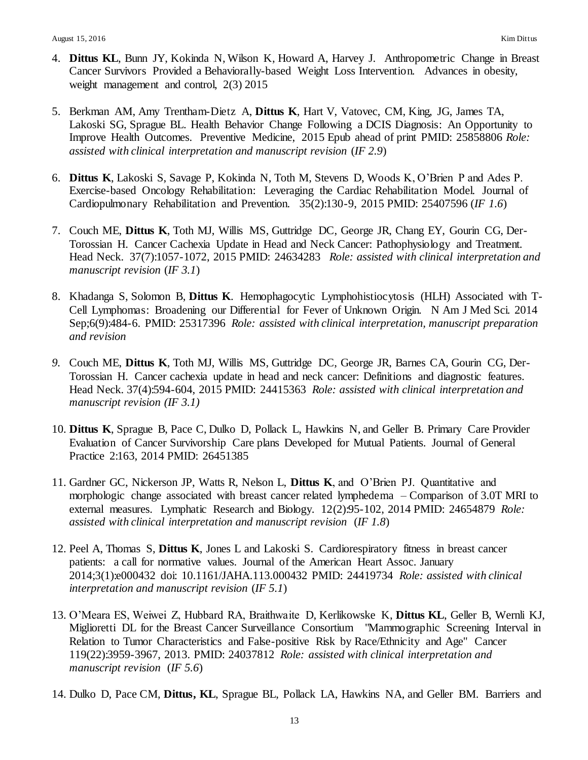4. **Dittus KL**, Bunn JY, Kokinda N, Wilson K, Howard A, Harvey J. Anthropometric Change in Breast Cancer Survivors Provided a Behaviorally-based Weight Loss Intervention. Advances in obesity, weight management and control, 2(3) 2015

5. Berkman AM, Amy Trentham-Dietz A, **Dittus K**, Hart V, Vatovec, CM, King, JG, James TA, Lakoski SG, Sprague BL. Health Behavior Change Following a DCIS Diagnosis: An Opportunity to Improve Health Outcomes. Preventive Medicine, 2015 Epub ahead of print PMID: 25858806 *Role: assisted with clinical interpretation and manuscript revision* (*IF 2.9*)

6. **Dittus K**, Lakoski S, Savage P, Kokinda N, Toth M, Stevens D, Woods K, O'Brien P and Ades P. Exercise-based Oncology Rehabilitation: Leveraging the Cardiac Rehabilitation Model. Journal of Cardiopulmonary Rehabilitation and Prevention. 35(2):130-9, 2015 PMID: 25407596 (*IF 1.6*)

7. Couch ME, **Dittus K**, Toth MJ, Willis MS, Guttridge DC, George JR, Chang EY, Gourin CG, Der-Torossian H. Cancer Cachexia Update in Head and Neck Cancer: Pathophysiology and Treatment. Head Neck. 37(7):1057-1072, 2015 PMID: 24634283 *Role: assisted with clinical interpretation and manuscript revision* (*IF 3.1*)

8. Khadanga S, Solomon B, **Dittus K**. Hemophagocytic Lymphohistiocytosis (HLH) Associated with T-Cell Lymphomas: Broadening our Differential for Fever of Unknown Origin. N Am J Med Sci. 2014 Sep;6(9):484-6. PMID: 25317396 *Role: assisted with clinical interpretation, manuscript preparation and revision*

9. Couch ME, **Dittus K**, Toth MJ, Willis MS, Guttridge DC, George JR, Barnes CA, Gourin CG, Der-Torossian H. Cancer cachexia update in head and neck cancer: Definitions and diagnostic features. Head Neck. 37(4):594-604, 2015 PMID: 24415363 *Role: assisted with clinical interpretation and manuscript revision (IF 3.1)*

10. **Dittus K**, Sprague B, Pace C, Dulko D, Pollack L, Hawkins N, and Geller B. Primary Care Provider Evaluation of Cancer Survivorship Care plans Developed for Mutual Patients. Journal of General Practice 2:163, 2014 PMID: 26451385

11. Gardner GC, Nickerson JP, Watts R, Nelson L, **Dittus K**, and O'Brien PJ. Quantitative and morphologic change associated with breast cancer related lymphedema – Comparison of 3.0T MRI to external measures. Lymphatic Research and Biology. 12(2):95-102, 2014 PMID: 24654879 *Role: assisted with clinical interpretation and manuscript revision* (*IF 1.8*)

12. Peel A, Thomas S, **Dittus K**, Jones L and Lakoski S. Cardiorespiratory fitness in breast cancer patients: a call for normative values. Journal of the American Heart Assoc. January 2014;3(1):e000432 doi: 10.1161/JAHA.113.000432 PMID: 24419734 *Role: assisted with clinical interpretation and manuscript revision* (*IF 5.1*)

13. O'Meara ES, Weiwei Z, Hubbard RA, Braithwaite D, Kerlikowske K, **Dittus KL**, Geller B, Wernli KJ, Miglioretti DL for the Breast Cancer Surveillance Consortium "Mammographic Screening Interval in Relation to Tumor Characteristics and False-positive Risk by Race/Ethnicity and Age" Cancer 119(22):3959-3967, 2013. PMID: 24037812 *Role: assisted with clinical interpretation and manuscript revision* (*IF 5.6*)

14. Dulko D, Pace CM, **Dittus, KL**, Sprague BL, Pollack LA, Hawkins NA, and Geller BM. Barriers and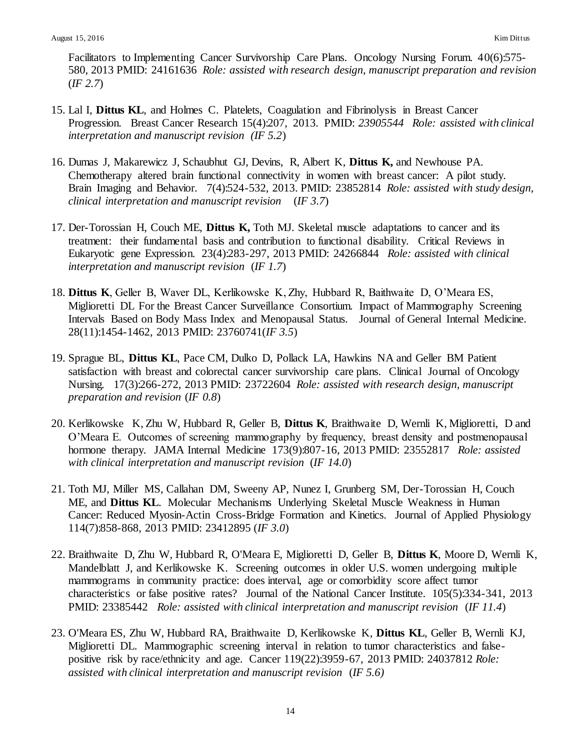Facilitators to Implementing Cancer Survivorship Care Plans. Oncology Nursing Forum. 40(6):575-580, 2013 PMID: 24161636 *Role: assisted with research design, manuscript preparation and revision* (*IF 2.7*)

15. Lal I, **Dittus KL**, and Holmes C. Platelets, Coagulation and Fibrinolysis in Breast Cancer Progression. Breast Cancer Research 15(4):207, 2013. PMID: *23905544 Role: assisted with clinical interpretation and manuscript revision (IF 5.2*)

16. Dumas J, Makarewicz J, Schaubhut GJ, Devins, R, Albert K, **Dittus K,** and Newhouse PA. Chemotherapy altered brain functional connectivity in women with breast cancer: A pilot study. Brain Imaging and Behavior. 7(4):524-532, 2013. PMID: 23852814 *Role: assisted with study design, clinical interpretation and manuscript revision* (*IF 3.7*)

17. Der-Torossian H, Couch ME, **Dittus K,** Toth MJ. Skeletal muscle adaptations to cancer and its treatment: their fundamental basis and contribution to functional disability. Critical Reviews in Eukaryotic gene Expression. 23(4):283-297, 2013 PMID: 24266844 *Role: assisted with clinical interpretation and manuscript revision* (*IF 1.7*)

18. **Dittus K**, Geller B, Waver DL, Kerlikowske K, Zhy, Hubbard R, Baithwaite D, O'Meara ES, Miglioretti DL For the Breast Cancer Surveillance Consortium. Impact of Mammography Screening Intervals Based on Body Mass Index and Menopausal Status. Journal of General Internal Medicine. 28(11):1454-1462, 2013 PMID: 23760741(*IF 3.5*)

19. Sprague BL, **Dittus KL**, Pace CM, Dulko D, Pollack LA, Hawkins NA and Geller BM Patient satisfaction with breast and colorectal cancer survivorship care plans. Clinical Journal of Oncology Nursing. 17(3):266-272, 2013 PMID: 23722604 *Role: assisted with research design, manuscript preparation and revision* (*IF 0.8*)

20. Kerlikowske K, Zhu W, Hubbard R, Geller B, **Dittus K**, Braithwaite D, Wernli K, Miglioretti, D and O'Meara E. Outcomes of screening mammography by frequency, breast density and postmenopausal hormone therapy. JAMA Internal Medicine 173(9):807-16, 2013 PMID: 23552817 *Role: assisted with clinical interpretation and manuscript revision* (*IF 14.0*)

21. Toth MJ, Miller MS, Callahan DM, Sweeny AP, Nunez I, Grunberg SM, Der-Torossian H, Couch ME, and **Dittus KL**. Molecular Mechanisms Underlying Skeletal Muscle Weakness in Human Cancer: Reduced Myosin-Actin Cross-Bridge Formation and Kinetics. Journal of Applied Physiology 114(7):858-868, 2013 PMID: 23412895 (*IF 3.0*)

22. Braithwaite D, Zhu W, Hubbard R, O'Meara E, Miglioretti D, Geller B, **Dittus K**, Moore D, Wernli K, Mandelblatt J, and Kerlikowske K. Screening outcomes in older U.S. women undergoing multiple mammograms in community practice: does interval, age or comorbidity score affect tumor characteristics or false positive rates? Journal of the National Cancer Institute. 105(5):334-341, 2013 PMID: 23385442 *Role: assisted with clinical interpretation and manuscript revision* (*IF 11.4*)

23. O'Meara ES, Zhu W, Hubbard RA, Braithwaite D, Kerlikowske K, **Dittus KL**, Geller B, Wernli KJ, Miglioretti DL. Mammographic screening interval in relation to tumor characteristics and false-positive risk by race/ethnicity and age. Cancer 119(22):3959-67, 2013 PMID: 24037812 *Role: assisted with clinical interpretation and manuscript revision* (*IF 5.6)*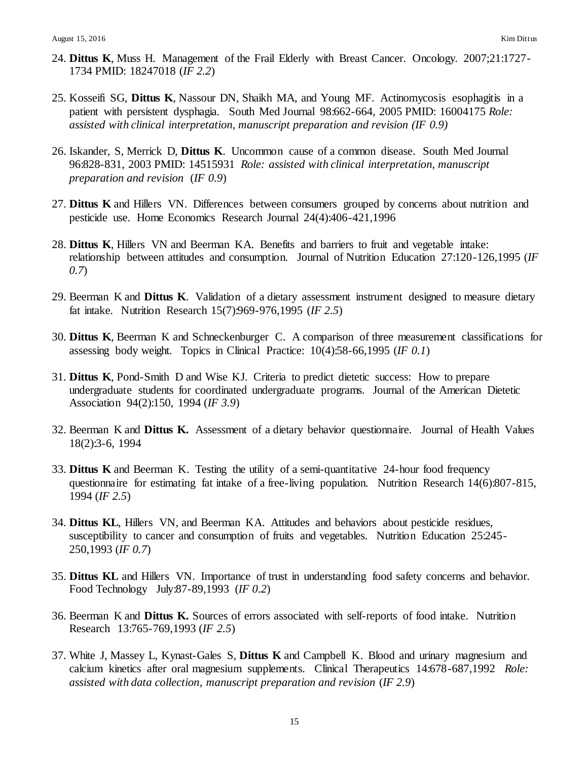24. **Dittus K**, Muss H. Management of the Frail Elderly with Breast Cancer. Oncology. 2007;21:1727-1734 PMID: 18247018 (*IF 2.2*)

25. Kosseifi SG, **Dittus K**, Nassour DN, Shaikh MA, and Young MF. Actinomycosis esophagitis in a patient with persistent dysphagia. South Med Journal 98:662-664, 2005 PMID: 16004175 *Role: assisted with clinical interpretation, manuscript preparation and revision (IF 0.9)*

26. Iskander, S, Merrick D, **Dittus K**. Uncommon cause of a common disease. South Med Journal 96:828-831, 2003 PMID: 14515931 *Role: assisted with clinical interpretation, manuscript preparation and revision* (*IF 0.9*)

27. **Dittus K** and Hillers VN. Differences between consumers grouped by concerns about nutrition and pesticide use. Home Economics Research Journal 24(4):406-421,1996

28. **Dittus K**, Hillers VN and Beerman KA. Benefits and barriers to fruit and vegetable intake: relationship between attitudes and consumption. Journal of Nutrition Education 27:120-126,1995 (*IF 0.7*)

29. Beerman K and **Dittus K**. Validation of a dietary assessment instrument designed to measure dietary fat intake. Nutrition Research 15(7):969-976,1995 (*IF 2.5*)

30. **Dittus K**, Beerman K and Schneckenburger C. A comparison of three measurement classifications for assessing body weight. Topics in Clinical Practice: 10(4):58-66,1995 (*IF 0.1*)

31. **Dittus K**, Pond-Smith D and Wise KJ. Criteria to predict dietetic success: How to prepare undergraduate students for coordinated undergraduate programs. Journal of the American Dietetic Association 94(2):150, 1994 (*IF 3.9*)

32. Beerman K and **Dittus K.** Assessment of a dietary behavior questionnaire. Journal of Health Values 18(2):3-6, 1994

33. **Dittus K** and Beerman K. Testing the utility of a semi-quantitative 24-hour food frequency questionnaire for estimating fat intake of a free-living population. Nutrition Research 14(6):807-815, 1994 (*IF 2.5*)

34. **Dittus KL**, Hillers VN, and Beerman KA. Attitudes and behaviors about pesticide residues, susceptibility to cancer and consumption of fruits and vegetables. Nutrition Education 25:245-250,1993 (*IF 0.7*)

35. **Dittus KL** and Hillers VN. Importance of trust in understanding food safety concerns and behavior. Food Technology July:87-89,1993 (*IF 0.2*)

36. Beerman K and **Dittus K.** Sources of errors associated with self-reports of food intake. Nutrition Research 13:765-769,1993 (*IF 2.5*)

37. White J, Massey L, Kynast-Gales S, **Dittus K** and Campbell K. Blood and urinary magnesium and calcium kinetics after oral magnesium supplements. Clinical Therapeutics 14:678-687,1992 *Role: assisted with data collection, manuscript preparation and revision* (*IF 2.9*)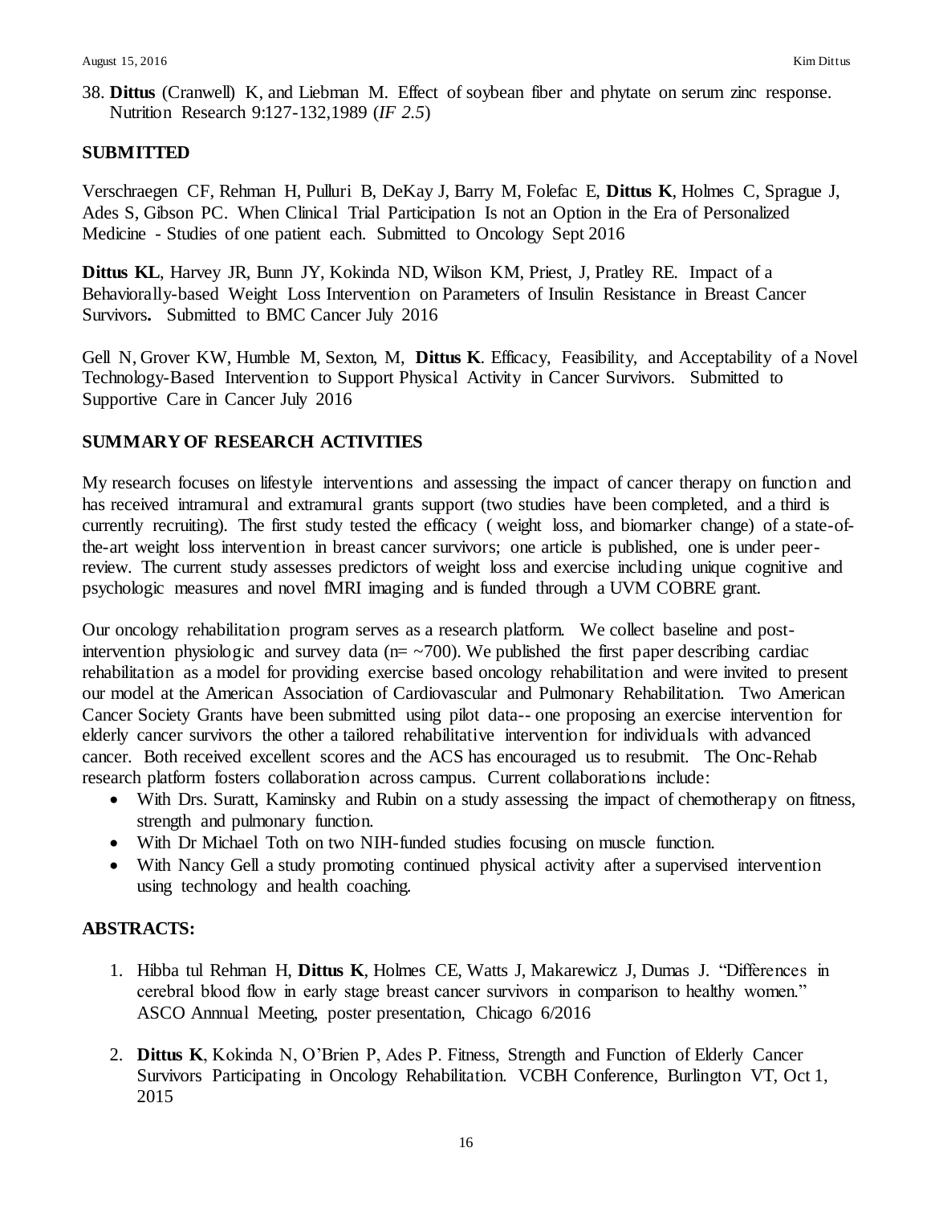38. **Dittus** (Cranwell) K, and Liebman M. Effect of soybean fiber and phytate on serum zinc response. Nutrition Research 9:127-132,1989 (*IF 2.5*)

**SUBMITTED**

Verschraegen CF, Rehman H, Pulluri B, DeKay J, Barry M, Folefac E, **Dittus K**, Holmes C, Sprague J, Ades S, Gibson PC. When Clinical Trial Participation Is not an Option in the Era of Personalized Medicine - Studies of one patient each. Submitted to Oncology Sept 2016

**Dittus KL**, Harvey JR, Bunn JY, Kokinda ND, Wilson KM, Priest, J, Pratley RE. Impact of a Behaviorally-based Weight Loss Intervention on Parameters of Insulin Resistance in Breast Cancer Survivors**.** Submitted to BMC Cancer July 2016

Gell N, Grover KW, Humble M, Sexton, M, **Dittus K**. Efficacy, Feasibility, and Acceptability of a Novel Technology-Based Intervention to Support Physical Activity in Cancer Survivors. Submitted to Supportive Care in Cancer July 2016

**SUMMARY OF RESEARCH ACTIVITIES**

My research focuses on lifestyle interventions and assessing the impact of cancer therapy on function and has received intramural and extramural grants support (two studies have been completed, and a third is currently recruiting). The first study tested the efficacy ( weight loss, and biomarker change) of a state-of-the-art weight loss intervention in breast cancer survivors; one article is published, one is under peer-review. The current study assesses predictors of weight loss and exercise including unique cognitive and psychologic measures and novel fMRI imaging and is funded through a UVM COBRE grant.

Our oncology rehabilitation program serves as a research platform. We collect baseline and post-intervention physiologic and survey data (n= ~700). We published the first paper describing cardiac rehabilitation as a model for providing exercise based oncology rehabilitation and were invited to present our model at the American Association of Cardiovascular and Pulmonary Rehabilitation. Two American Cancer Society Grants have been submitted using pilot data-- one proposing an exercise intervention for elderly cancer survivors the other a tailored rehabilitative intervention for individuals with advanced cancer. Both received excellent scores and the ACS has encouraged us to resubmit. The Onc-Rehab research platform fosters collaboration across campus. Current collaborations include:

- With Drs. Suratt, Kaminsky and Rubin on a study assessing the impact of chemotherapy on fitness, strength and pulmonary function.
- With Dr Michael Toth on two NIH-funded studies focusing on muscle function.
- With Nancy Gell a study promoting continued physical activity after a supervised intervention using technology and health coaching.

**ABSTRACTS:**

1. Hibba tul Rehman H, **Dittus K**, Holmes CE, Watts J, Makarewicz J, Dumas J. "Differences in cerebral blood flow in early stage breast cancer survivors in comparison to healthy women." ASCO Annnual Meeting, poster presentation, Chicago 6/2016

2. **Dittus K**, Kokinda N, O'Brien P, Ades P. Fitness, Strength and Function of Elderly Cancer Survivors Participating in Oncology Rehabilitation. VCBH Conference, Burlington VT, Oct 1, 2015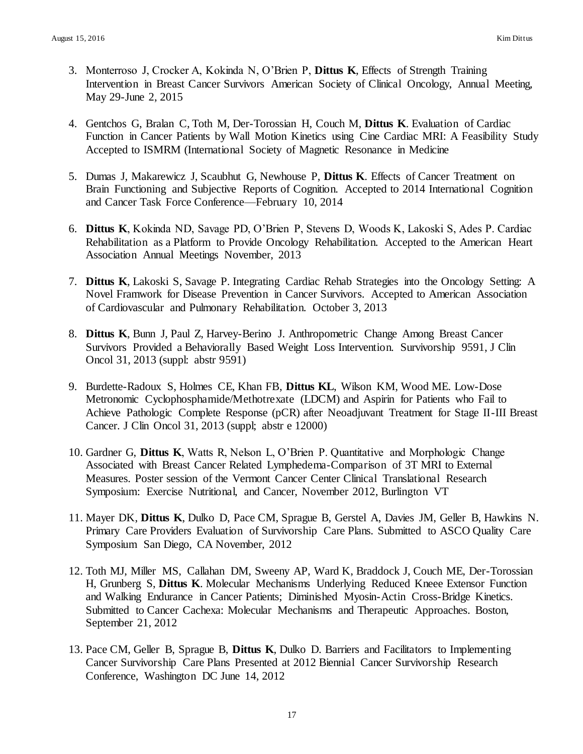3. Monterroso J, Crocker A, Kokinda N, O'Brien P, **Dittus K**, Effects of Strength Training Intervention in Breast Cancer Survivors American Society of Clinical Oncology, Annual Meeting, May 29-June 2, 2015

4. Gentchos G, Bralan C, Toth M, Der-Torossian H, Couch M, **Dittus K**. Evaluation of Cardiac Function in Cancer Patients by Wall Motion Kinetics using Cine Cardiac MRI: A Feasibility Study Accepted to ISMRM (International Society of Magnetic Resonance in Medicine

5. Dumas J, Makarewicz J, Scaubhut G, Newhouse P, **Dittus K**. Effects of Cancer Treatment on Brain Functioning and Subjective Reports of Cognition. Accepted to 2014 International Cognition and Cancer Task Force Conference—February 10, 2014

6. **Dittus K**, Kokinda ND, Savage PD, O'Brien P, Stevens D, Woods K, Lakoski S, Ades P. Cardiac Rehabilitation as a Platform to Provide Oncology Rehabilitation. Accepted to the American Heart Association Annual Meetings November, 2013

7. **Dittus K**, Lakoski S, Savage P. Integrating Cardiac Rehab Strategies into the Oncology Setting: A Novel Framwork for Disease Prevention in Cancer Survivors. Accepted to American Association of Cardiovascular and Pulmonary Rehabilitation. October 3, 2013

8. **Dittus K**, Bunn J, Paul Z, Harvey-Berino J. Anthropometric Change Among Breast Cancer Survivors Provided a Behaviorally Based Weight Loss Intervention. Survivorship 9591, J Clin Oncol 31, 2013 (suppl: abstr 9591)

9. Burdette-Radoux S, Holmes CE, Khan FB, **Dittus KL**, Wilson KM, Wood ME. Low-Dose Metronomic Cyclophosphamide/Methotrexate (LDCM) and Aspirin for Patients who Fail to Achieve Pathologic Complete Response (pCR) after Neoadjuvant Treatment for Stage II-III Breast Cancer. J Clin Oncol 31, 2013 (suppl; abstr e 12000)

10. Gardner G, **Dittus K**, Watts R, Nelson L, O'Brien P. Quantitative and Morphologic Change Associated with Breast Cancer Related Lymphedema-Comparison of 3T MRI to External Measures. Poster session of the Vermont Cancer Center Clinical Translational Research Symposium: Exercise Nutritional, and Cancer, November 2012, Burlington VT

11. Mayer DK, **Dittus K**, Dulko D, Pace CM, Sprague B, Gerstel A, Davies JM, Geller B, Hawkins N. Primary Care Providers Evaluation of Survivorship Care Plans. Submitted to ASCO Quality Care Symposium San Diego, CA November, 2012

12. Toth MJ, Miller MS, Callahan DM, Sweeny AP, Ward K, Braddock J, Couch ME, Der-Torossian H, Grunberg S, **Dittus K**. Molecular Mechanisms Underlying Reduced Kneee Extensor Function and Walking Endurance in Cancer Patients; Diminished Myosin-Actin Cross-Bridge Kinetics. Submitted to Cancer Cachexa: Molecular Mechanisms and Therapeutic Approaches. Boston, September 21, 2012

13. Pace CM, Geller B, Sprague B, **Dittus K**, Dulko D. Barriers and Facilitators to Implementing Cancer Survivorship Care Plans Presented at 2012 Biennial Cancer Survivorship Research Conference, Washington DC June 14, 2012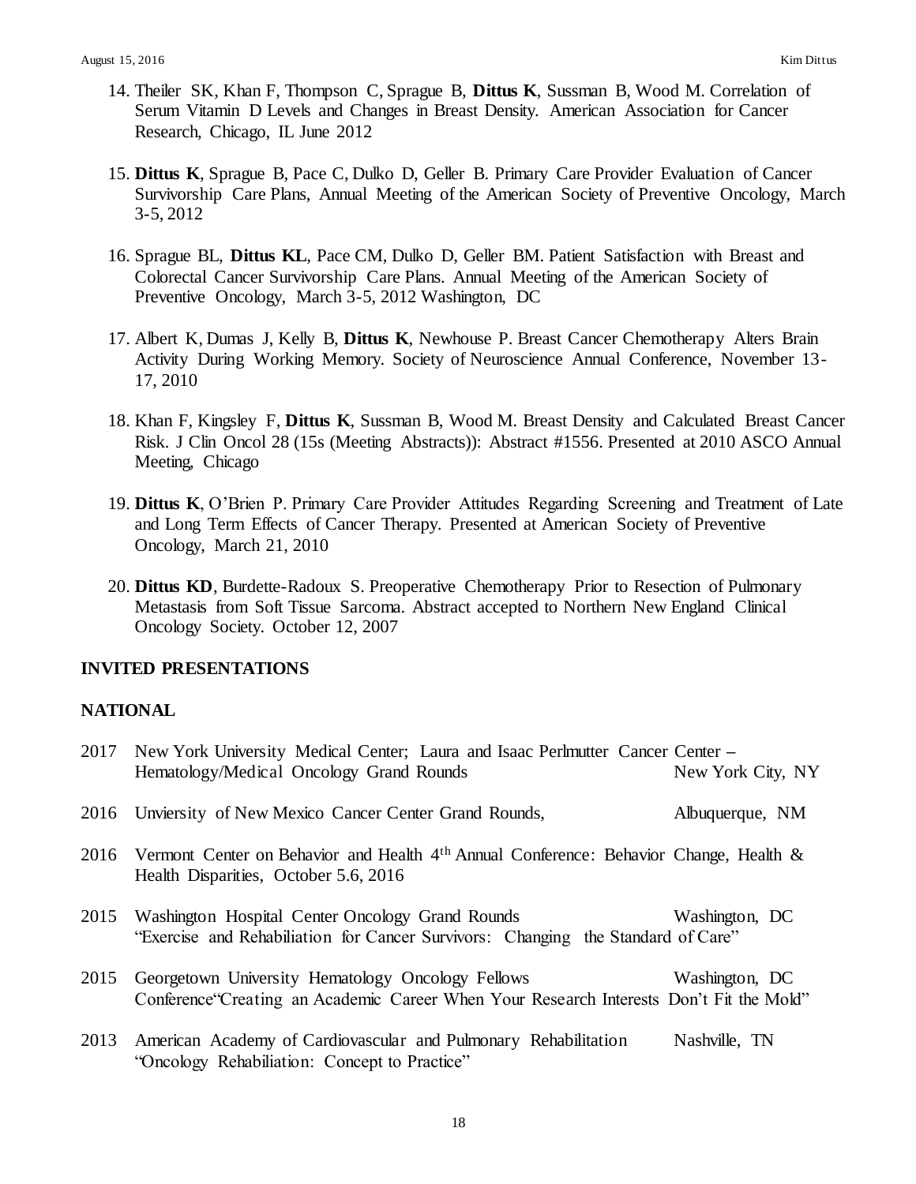14. Theiler SK, Khan F, Thompson C, Sprague B, **Dittus K**, Sussman B, Wood M. Correlation of Serum Vitamin D Levels and Changes in Breast Density. American Association for Cancer Research, Chicago, IL June 2012

15. **Dittus K**, Sprague B, Pace C, Dulko D, Geller B. Primary Care Provider Evaluation of Cancer Survivorship Care Plans, Annual Meeting of the American Society of Preventive Oncology, March 3-5, 2012

16. Sprague BL, **Dittus KL**, Pace CM, Dulko D, Geller BM. Patient Satisfaction with Breast and Colorectal Cancer Survivorship Care Plans. Annual Meeting of the American Society of Preventive Oncology, March 3-5, 2012 Washington, DC

17. Albert K, Dumas J, Kelly B, **Dittus K**, Newhouse P. Breast Cancer Chemotherapy Alters Brain Activity During Working Memory. Society of Neuroscience Annual Conference, November 13-17, 2010

18. Khan F, Kingsley F, **Dittus K**, Sussman B, Wood M. Breast Density and Calculated Breast Cancer Risk. J Clin Oncol 28 (15s (Meeting Abstracts)): Abstract #1556. Presented at 2010 ASCO Annual Meeting, Chicago

19. **Dittus K**, O'Brien P. Primary Care Provider Attitudes Regarding Screening and Treatment of Late and Long Term Effects of Cancer Therapy. Presented at American Society of Preventive Oncology, March 21, 2010

20. **Dittus KD**, Burdette-Radoux S. Preoperative Chemotherapy Prior to Resection of Pulmonary Metastasis from Soft Tissue Sarcoma. Abstract accepted to Northern New England Clinical Oncology Society. October 12, 2007

## INVITED PRESENTATIONS

### NATIONAL

2017 New York University Medical Center; Laura and Isaac Perlmutter Cancer Center – Hematology/Medical Oncology Grand Rounds — New York City, NY

2016 Unviersity of New Mexico Cancer Center Grand Rounds, — Albuquerque, NM

2016 Vermont Center on Behavior and Health 4th Annual Conference: Behavior Change, Health & Health Disparities, October 5.6, 2016

2015 Washington Hospital Center Oncology Grand Rounds — Washington, DC
"Exercise and Rehabiliation for Cancer Survivors: Changing the Standard of Care"

2015 Georgetown University Hematology Oncology Fellows — Washington, DC
Conference"Creating an Academic Career When Your Research Interests Don't Fit the Mold"

2013 American Academy of Cardiovascular and Pulmonary Rehabilitation — Nashville, TN
"Oncology Rehabiliation: Concept to Practice"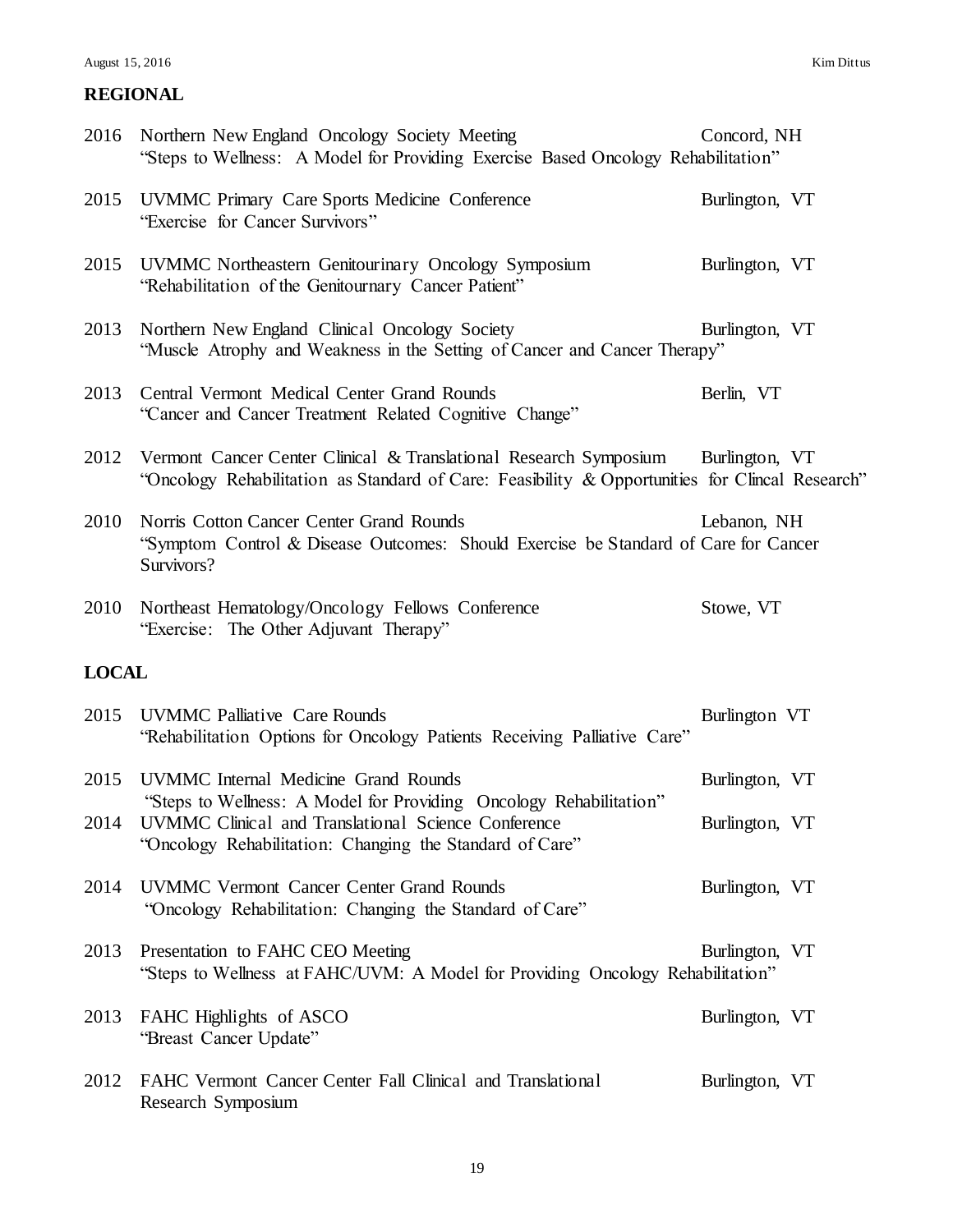## REGIONAL

2016 Northern New England Oncology Society Meeting — Concord, NH
"Steps to Wellness: A Model for Providing Exercise Based Oncology Rehabilitation"

2015 UVMMC Primary Care Sports Medicine Conference — Burlington, VT
"Exercise for Cancer Survivors"

2015 UVMMC Northeastern Genitourinary Oncology Symposium — Burlington, VT
"Rehabilitation of the Genitournary Cancer Patient"

2013 Northern New England Clinical Oncology Society — Burlington, VT
"Muscle Atrophy and Weakness in the Setting of Cancer and Cancer Therapy"

2013 Central Vermont Medical Center Grand Rounds — Berlin, VT
"Cancer and Cancer Treatment Related Cognitive Change"

2012 Vermont Cancer Center Clinical & Translational Research Symposium — Burlington, VT
"Oncology Rehabilitation as Standard of Care: Feasibility & Opportunities for Clincal Research"

2010 Norris Cotton Cancer Center Grand Rounds — Lebanon, NH
"Symptom Control & Disease Outcomes: Should Exercise be Standard of Care for Cancer Survivors?

2010 Northeast Hematology/Oncology Fellows Conference — Stowe, VT
"Exercise: The Other Adjuvant Therapy"

## LOCAL

2015 UVMMC Palliative Care Rounds — Burlington VT
"Rehabilitation Options for Oncology Patients Receiving Palliative Care"

2015 UVMMC Internal Medicine Grand Rounds — Burlington, VT
"Steps to Wellness: A Model for Providing Oncology Rehabilitation"

2014 UVMMC Clinical and Translational Science Conference — Burlington, VT
"Oncology Rehabilitation: Changing the Standard of Care"

2014 UVMMC Vermont Cancer Center Grand Rounds — Burlington, VT
"Oncology Rehabilitation: Changing the Standard of Care"

2013 Presentation to FAHC CEO Meeting — Burlington, VT
"Steps to Wellness at FAHC/UVM: A Model for Providing Oncology Rehabilitation"

2013 FAHC Highlights of ASCO — Burlington, VT
"Breast Cancer Update"

2012 FAHC Vermont Cancer Center Fall Clinical and Translational Research Symposium — Burlington, VT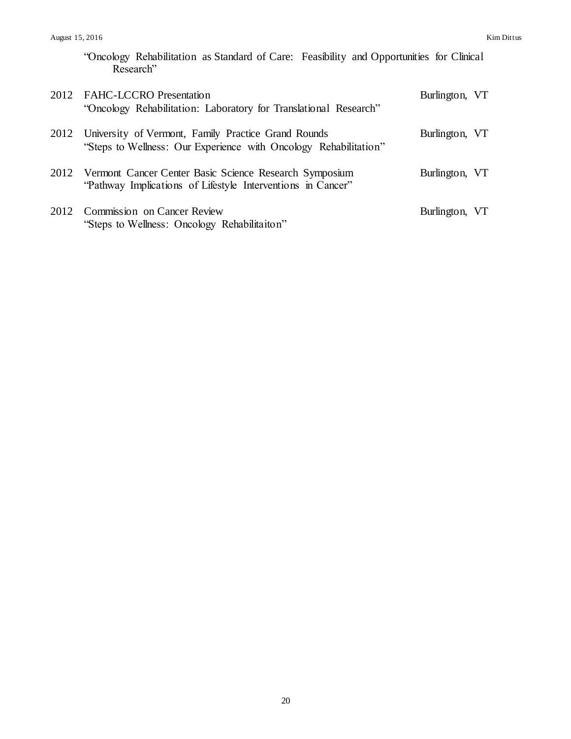"Oncology Rehabilitation as Standard of Care: Feasibility and Opportunities for Clinical Research"

2012 FAHC-LCCRO Presentation — Burlington, VT
"Oncology Rehabilitation: Laboratory for Translational Research"

2012 University of Vermont, Family Practice Grand Rounds — Burlington, VT
"Steps to Wellness: Our Experience with Oncology Rehabilitation"

2012 Vermont Cancer Center Basic Science Research Symposium — Burlington, VT
"Pathway Implications of Lifestyle Interventions in Cancer"

2012 Commission on Cancer Review — Burlington, VT
"Steps to Wellness: Oncology Rehabilitaiton"